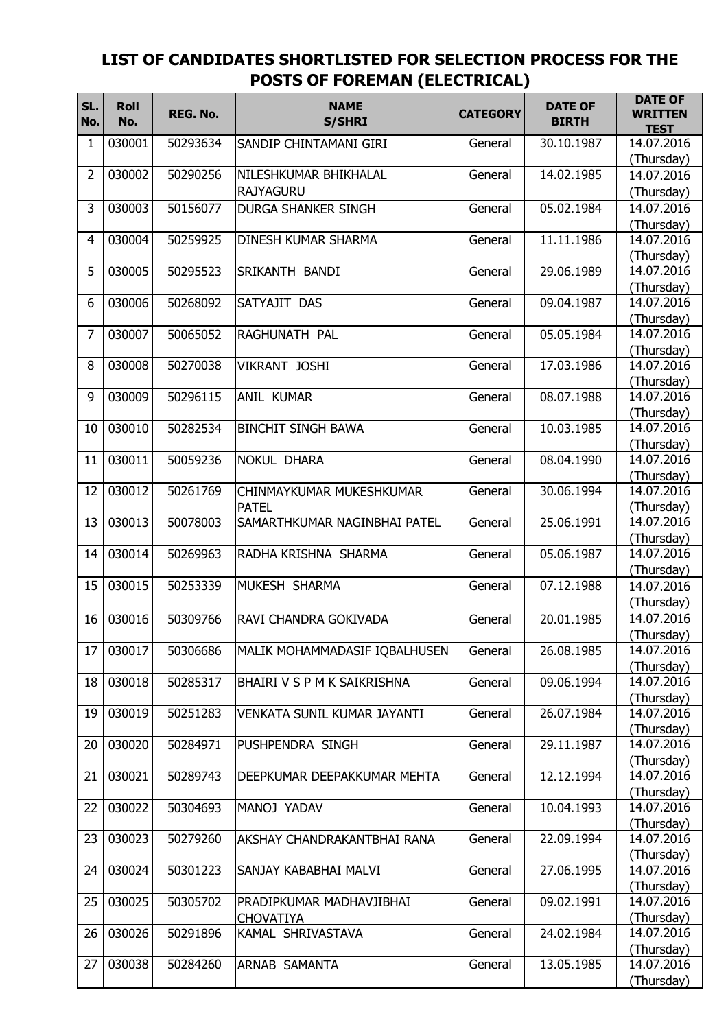# LIST OF CANDIDATES SHORTLISTED FOR SELECTION PROCESS FOR THE POSTS OF FOREMAN (ELECTRICAL)

| SL. No. | Roll No. | REG. No. | NAME S/SHRI | CATEGORY | DATE OF BIRTH | DATE OF WRITTEN TEST |
|---|---|---|---|---|---|---|
| 1 | 030001 | 50293634 | SANDIP CHINTAMANI GIRI | General | 30.10.1987 | 14.07.2016 (Thursday) |
| 2 | 030002 | 50290256 | NILESHKUMAR BHIKHALAL RAJYAGURU | General | 14.02.1985 | 14.07.2016 (Thursday) |
| 3 | 030003 | 50156077 | DURGA SHANKER SINGH | General | 05.02.1984 | 14.07.2016 (Thursday) |
| 4 | 030004 | 50259925 | DINESH KUMAR SHARMA | General | 11.11.1986 | 14.07.2016 (Thursday) |
| 5 | 030005 | 50295523 | SRIKANTH BANDI | General | 29.06.1989 | 14.07.2016 (Thursday) |
| 6 | 030006 | 50268092 | SATYAJIT DAS | General | 09.04.1987 | 14.07.2016 (Thursday) |
| 7 | 030007 | 50065052 | RAGHUNATH PAL | General | 05.05.1984 | 14.07.2016 (Thursday) |
| 8 | 030008 | 50270038 | VIKRANT JOSHI | General | 17.03.1986 | 14.07.2016 (Thursday) |
| 9 | 030009 | 50296115 | ANIL KUMAR | General | 08.07.1988 | 14.07.2016 (Thursday) |
| 10 | 030010 | 50282534 | BINCHIT SINGH BAWA | General | 10.03.1985 | 14.07.2016 (Thursday) |
| 11 | 030011 | 50059236 | NOKUL DHARA | General | 08.04.1990 | 14.07.2016 (Thursday) |
| 12 | 030012 | 50261769 | CHINMAYKUMAR MUKESHKUMAR PATEL | General | 30.06.1994 | 14.07.2016 (Thursday) |
| 13 | 030013 | 50078003 | SAMARTHKUMAR NAGINBHAI PATEL | General | 25.06.1991 | 14.07.2016 (Thursday) |
| 14 | 030014 | 50269963 | RADHA KRISHNA SHARMA | General | 05.06.1987 | 14.07.2016 (Thursday) |
| 15 | 030015 | 50253339 | MUKESH SHARMA | General | 07.12.1988 | 14.07.2016 (Thursday) |
| 16 | 030016 | 50309766 | RAVI CHANDRA GOKIVADA | General | 20.01.1985 | 14.07.2016 (Thursday) |
| 17 | 030017 | 50306686 | MALIK MOHAMMADASIF IQBALHUSEN | General | 26.08.1985 | 14.07.2016 (Thursday) |
| 18 | 030018 | 50285317 | BHAIRI V S P M K SAIKRISHNA | General | 09.06.1994 | 14.07.2016 (Thursday) |
| 19 | 030019 | 50251283 | VENKATA SUNIL KUMAR JAYANTI | General | 26.07.1984 | 14.07.2016 (Thursday) |
| 20 | 030020 | 50284971 | PUSHPENDRA SINGH | General | 29.11.1987 | 14.07.2016 (Thursday) |
| 21 | 030021 | 50289743 | DEEPKUMAR DEEPAKKUMAR MEHTA | General | 12.12.1994 | 14.07.2016 (Thursday) |
| 22 | 030022 | 50304693 | MANOJ YADAV | General | 10.04.1993 | 14.07.2016 (Thursday) |
| 23 | 030023 | 50279260 | AKSHAY CHANDRAKANTBHAI RANA | General | 22.09.1994 | 14.07.2016 (Thursday) |
| 24 | 030024 | 50301223 | SANJAY KABABHAI MALVI | General | 27.06.1995 | 14.07.2016 (Thursday) |
| 25 | 030025 | 50305702 | PRADIPKUMAR MADHAVJIBHAI CHOVATIYA | General | 09.02.1991 | 14.07.2016 (Thursday) |
| 26 | 030026 | 50291896 | KAMAL SHRIVASTAVA | General | 24.02.1984 | 14.07.2016 (Thursday) |
| 27 | 030038 | 50284260 | ARNAB SAMANTA | General | 13.05.1985 | 14.07.2016 (Thursday) |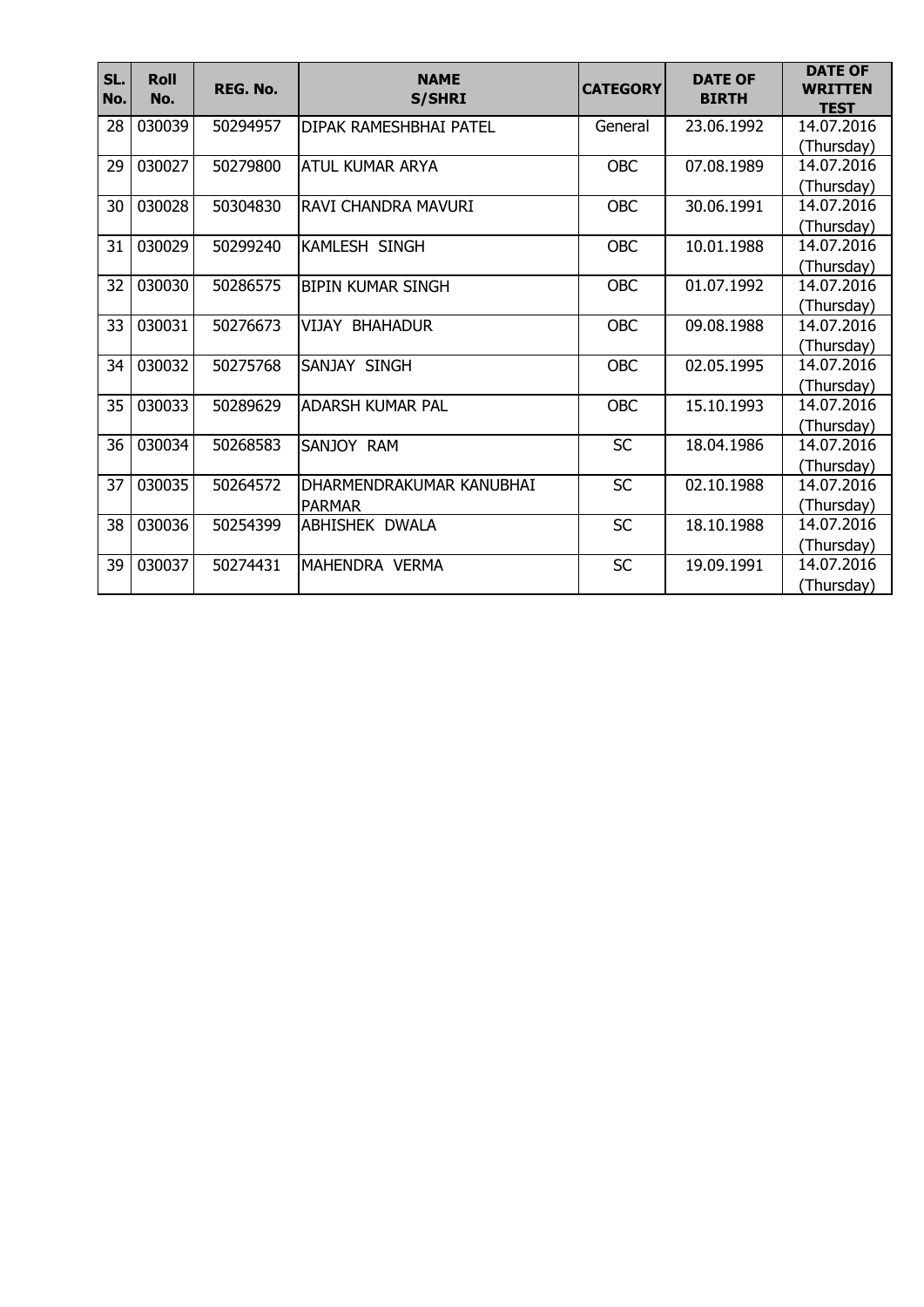| SL. No. | Roll No. | REG. No. | NAME S/SHRI | CATEGORY | DATE OF BIRTH | DATE OF WRITTEN TEST |
|---|---|---|---|---|---|---|
| 28 | 030039 | 50294957 | DIPAK RAMESHBHAI PATEL | General | 23.06.1992 | 14.07.2016 (Thursday) |
| 29 | 030027 | 50279800 | ATUL KUMAR ARYA | OBC | 07.08.1989 | 14.07.2016 (Thursday) |
| 30 | 030028 | 50304830 | RAVI CHANDRA MAVURI | OBC | 30.06.1991 | 14.07.2016 (Thursday) |
| 31 | 030029 | 50299240 | KAMLESH SINGH | OBC | 10.01.1988 | 14.07.2016 (Thursday) |
| 32 | 030030 | 50286575 | BIPIN KUMAR SINGH | OBC | 01.07.1992 | 14.07.2016 (Thursday) |
| 33 | 030031 | 50276673 | VIJAY BHAHADUR | OBC | 09.08.1988 | 14.07.2016 (Thursday) |
| 34 | 030032 | 50275768 | SANJAY SINGH | OBC | 02.05.1995 | 14.07.2016 (Thursday) |
| 35 | 030033 | 50289629 | ADARSH KUMAR PAL | OBC | 15.10.1993 | 14.07.2016 (Thursday) |
| 36 | 030034 | 50268583 | SANJOY RAM | SC | 18.04.1986 | 14.07.2016 (Thursday) |
| 37 | 030035 | 50264572 | DHARMENDRAKUMAR KANUBHAI PARMAR | SC | 02.10.1988 | 14.07.2016 (Thursday) |
| 38 | 030036 | 50254399 | ABHISHEK DWALA | SC | 18.10.1988 | 14.07.2016 (Thursday) |
| 39 | 030037 | 50274431 | MAHENDRA VERMA | SC | 19.09.1991 | 14.07.2016 (Thursday) |